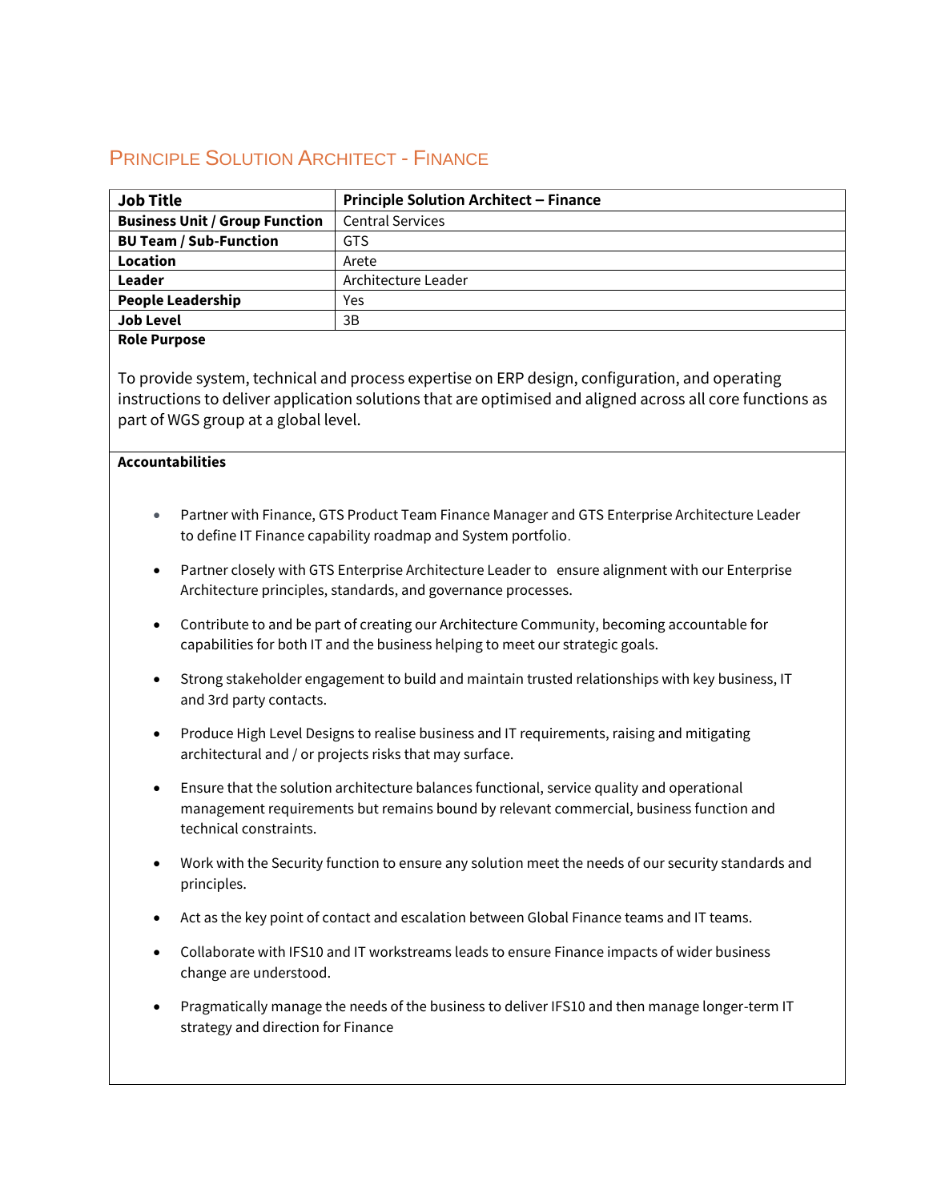# Principle Solution Architect - Finance

| Job Title | Principle Solution Architect – Finance |
|---|---|
| Business Unit / Group Function | Central Services |
| BU Team / Sub-Function | GTS |
| Location | Arete |
| Leader | Architecture Leader |
| People Leadership | Yes |
| Job Level | 3B |

**Role Purpose**

To provide system, technical and process expertise on ERP design, configuration, and operating instructions to deliver application solutions that are optimised and aligned across all core functions as part of WGS group at a global level.

**Accountabilities**

- Partner with Finance, GTS Product Team Finance Manager and GTS Enterprise Architecture Leader to define IT Finance capability roadmap and System portfolio.
- Partner closely with GTS Enterprise Architecture Leader to ensure alignment with our Enterprise Architecture principles, standards, and governance processes.
- Contribute to and be part of creating our Architecture Community, becoming accountable for capabilities for both IT and the business helping to meet our strategic goals.
- Strong stakeholder engagement to build and maintain trusted relationships with key business, IT and 3rd party contacts.
- Produce High Level Designs to realise business and IT requirements, raising and mitigating architectural and / or projects risks that may surface.
- Ensure that the solution architecture balances functional, service quality and operational management requirements but remains bound by relevant commercial, business function and technical constraints.
- Work with the Security function to ensure any solution meet the needs of our security standards and principles.
- Act as the key point of contact and escalation between Global Finance teams and IT teams.
- Collaborate with IFS10 and IT workstreams leads to ensure Finance impacts of wider business change are understood.
- Pragmatically manage the needs of the business to deliver IFS10 and then manage longer-term IT strategy and direction for Finance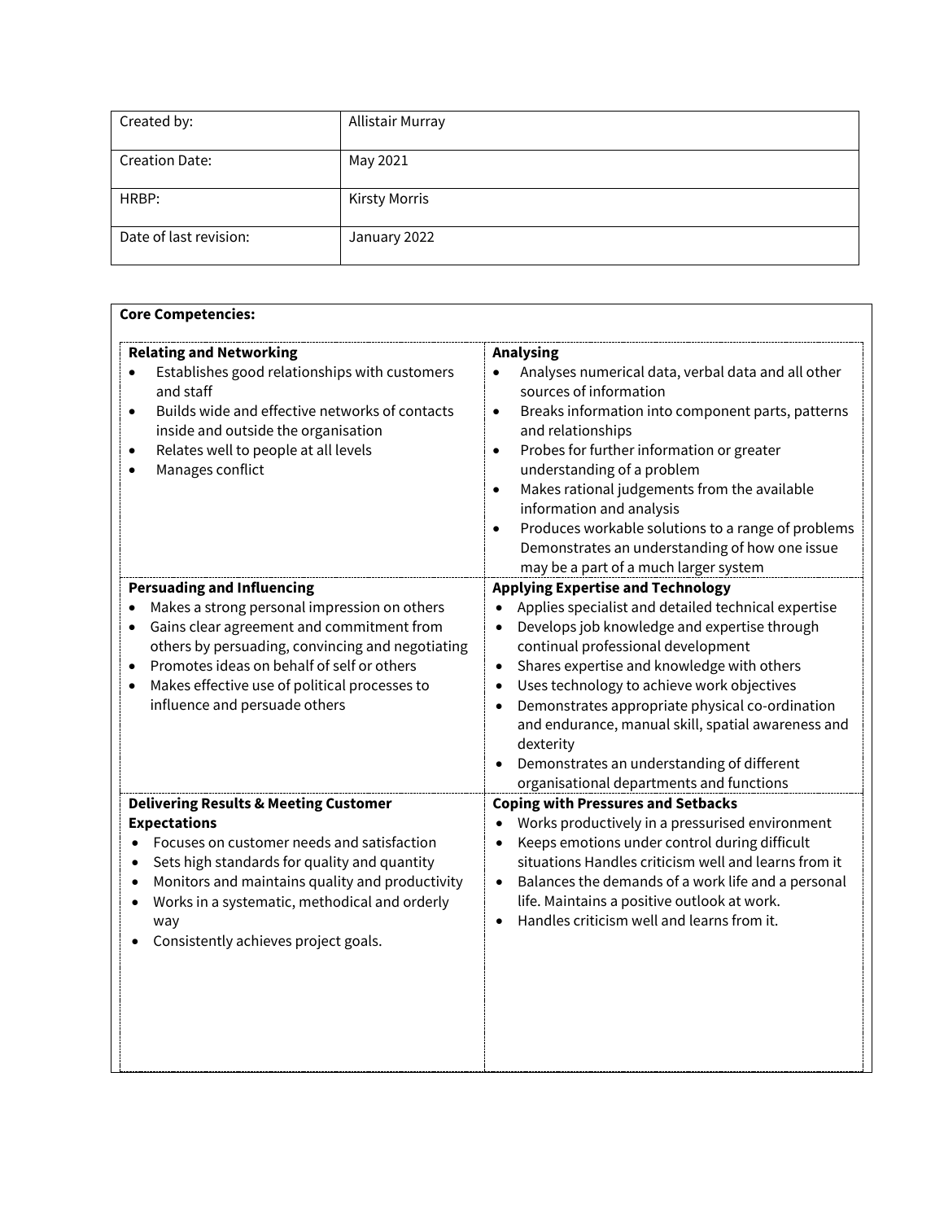| Created by: | Allistair Murray |
| --- | --- |
| Creation Date: | May 2021 |
| HRBP: | Kirsty Morris |
| Date of last revision: | January 2022 |

**Core Competencies:**

| **Relating and Networking** | **Analysing** |
| --- | --- |
| • Establishes good relationships with customers and staff<br>• Builds wide and effective networks of contacts inside and outside the organisation<br>• Relates well to people at all levels<br>• Manages conflict | • Analyses numerical data, verbal data and all other sources of information<br>• Breaks information into component parts, patterns and relationships<br>• Probes for further information or greater understanding of a problem<br>• Makes rational judgements from the available information and analysis<br>• Produces workable solutions to a range of problems Demonstrates an understanding of how one issue may be a part of a much larger system |
| **Persuading and Influencing**<br>• Makes a strong personal impression on others<br>• Gains clear agreement and commitment from others by persuading, convincing and negotiating<br>• Promotes ideas on behalf of self or others<br>• Makes effective use of political processes to influence and persuade others | **Applying Expertise and Technology**<br>• Applies specialist and detailed technical expertise<br>• Develops job knowledge and expertise through continual professional development<br>• Shares expertise and knowledge with others<br>• Uses technology to achieve work objectives<br>• Demonstrates appropriate physical co-ordination and endurance, manual skill, spatial awareness and dexterity<br>• Demonstrates an understanding of different organisational departments and functions |
| **Delivering Results & Meeting Customer Expectations**<br>• Focuses on customer needs and satisfaction<br>• Sets high standards for quality and quantity<br>• Monitors and maintains quality and productivity<br>• Works in a systematic, methodical and orderly way<br>• Consistently achieves project goals. | **Coping with Pressures and Setbacks**<br>• Works productively in a pressurised environment<br>• Keeps emotions under control during difficult situations Handles criticism well and learns from it<br>• Balances the demands of a work life and a personal life. Maintains a positive outlook at work.<br>• Handles criticism well and learns from it. |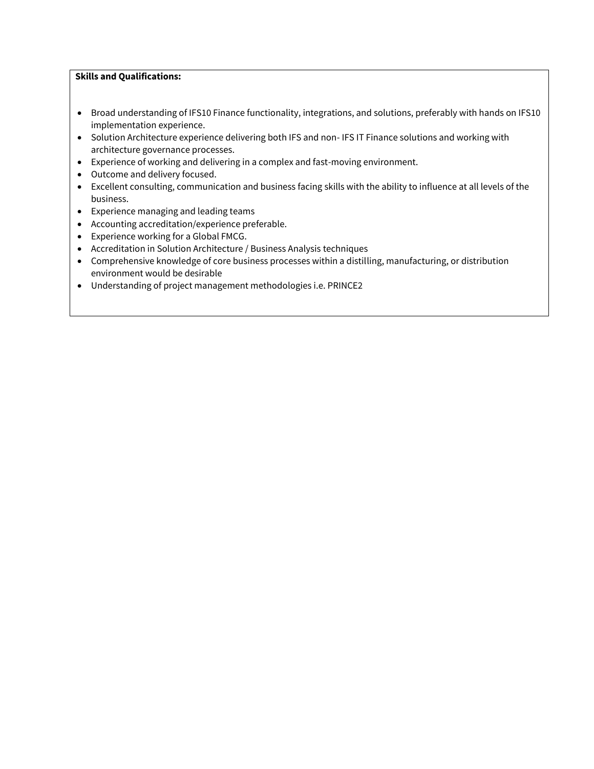**Skills and Qualifications:**

- Broad understanding of IFS10 Finance functionality, integrations, and solutions, preferably with hands on IFS10 implementation experience.
- Solution Architecture experience delivering both IFS and non- IFS IT Finance solutions and working with architecture governance processes.
- Experience of working and delivering in a complex and fast-moving environment.
- Outcome and delivery focused.
- Excellent consulting, communication and business facing skills with the ability to influence at all levels of the business.
- Experience managing and leading teams
- Accounting accreditation/experience preferable.
- Experience working for a Global FMCG.
- Accreditation in Solution Architecture / Business Analysis techniques
- Comprehensive knowledge of core business processes within a distilling, manufacturing, or distribution environment would be desirable
- Understanding of project management methodologies i.e. PRINCE2